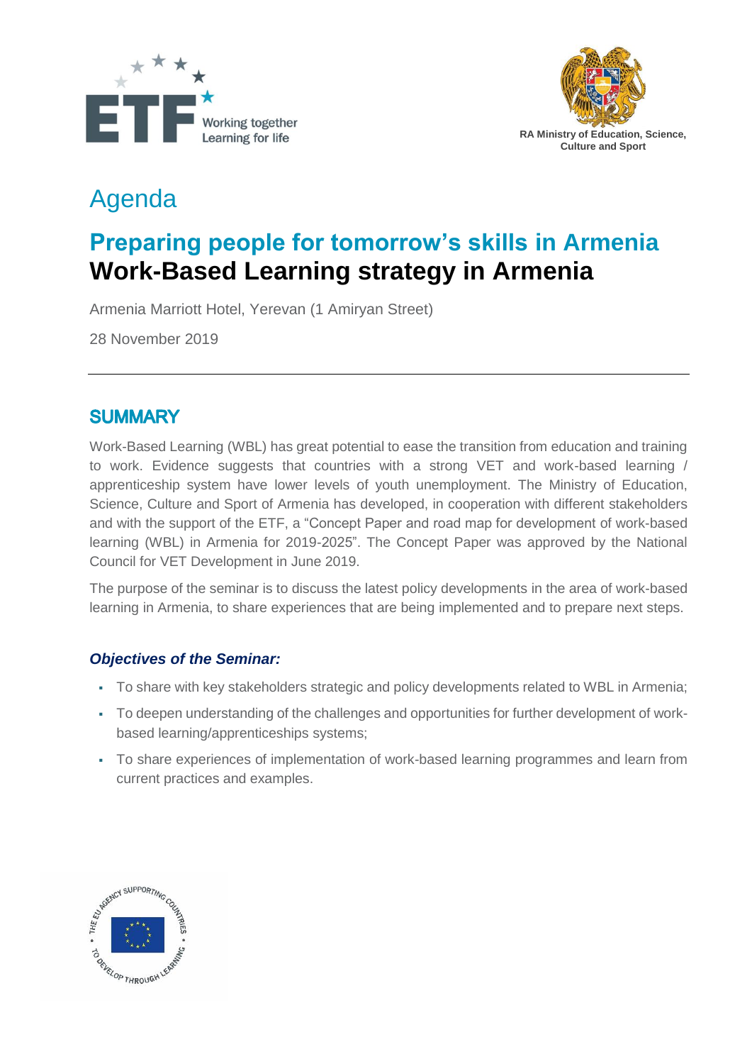ETF Working together Learning for life

RA Ministry of Education, Science, Culture and Sport

# Agenda

## Preparing people for tomorrow's skills in Armenia

## Work-Based Learning strategy in Armenia

Armenia Marriott Hotel, Yerevan (1 Amiryan Street)

28 November 2019

---

## SUMMARY

Work-Based Learning (WBL) has great potential to ease the transition from education and training to work. Evidence suggests that countries with a strong VET and work-based learning / apprenticeship system have lower levels of youth unemployment. The Ministry of Education, Science, Culture and Sport of Armenia has developed, in cooperation with different stakeholders and with the support of the ETF, a "Concept Paper and road map for development of work-based learning (WBL) in Armenia for 2019-2025". The Concept Paper was approved by the National Council for VET Development in June 2019.

The purpose of the seminar is to discuss the latest policy developments in the area of work-based learning in Armenia, to share experiences that are being implemented and to prepare next steps.

### *Objectives of the Seminar:*

- To share with key stakeholders strategic and policy developments related to WBL in Armenia;
- To deepen understanding of the challenges and opportunities for further development of work-based learning/apprenticeships systems;
- To share experiences of implementation of work-based learning programmes and learn from current practices and examples.

THE EU AGENCY SUPPORTING COUNTRIES TO DEVELOP THROUGH LEARNING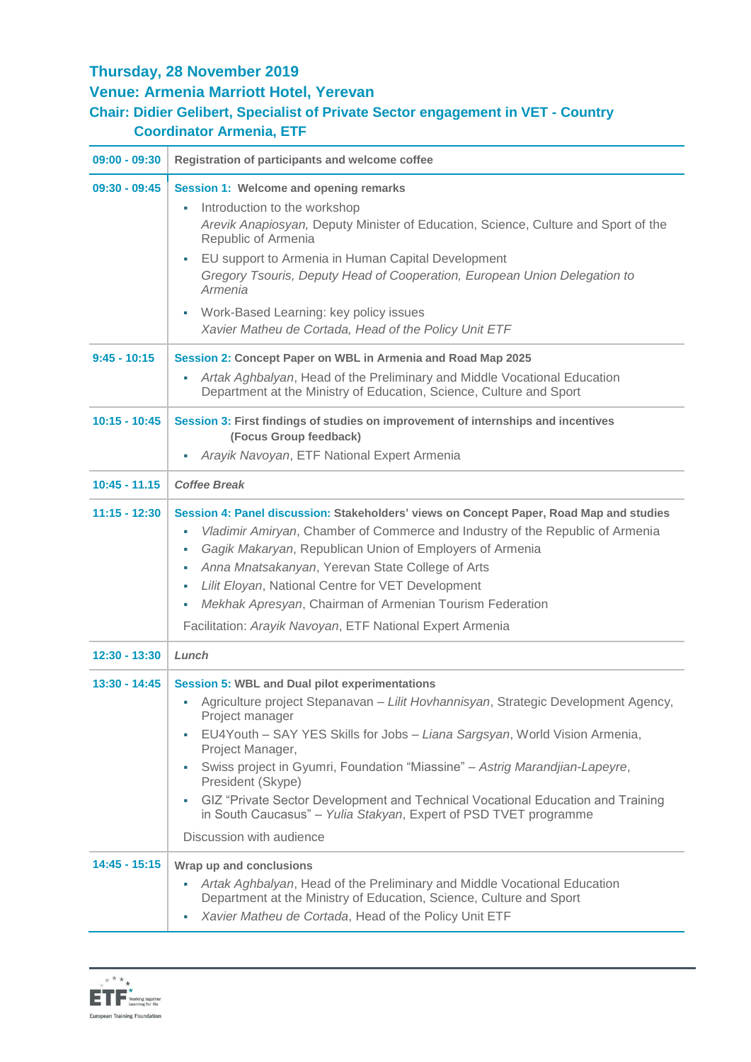## Thursday, 28 November 2019

## Venue: Armenia Marriott Hotel, Yerevan

## Chair: Didier Gelibert, Specialist of Private Sector engagement in VET - Country Coordinator Armenia, ETF

| | |
|---|---|
| **09:00 - 09:30** | **Registration of participants and welcome coffee** |
| **09:30 - 09:45** | **Session 1: Welcome and opening remarks**<br>▪ Introduction to the workshop<br>*Arevik Anapiosyan,* Deputy Minister of Education, Science, Culture and Sport of the Republic of Armenia<br>▪ EU support to Armenia in Human Capital Development<br>*Gregory Tsouris, Deputy Head of Cooperation, European Union Delegation to Armenia*<br>▪ Work-Based Learning: key policy issues<br>*Xavier Matheu de Cortada, Head of the Policy Unit ETF* |
| **9:45 - 10:15** | **Session 2: Concept Paper on WBL in Armenia and Road Map 2025**<br>▪ *Artak Aghbalyan*, Head of the Preliminary and Middle Vocational Education Department at the Ministry of Education, Science, Culture and Sport |
| **10:15 - 10:45** | **Session 3: First findings of studies on improvement of internships and incentives (Focus Group feedback)**<br>▪ *Arayik Navoyan*, ETF National Expert Armenia |
| **10:45 - 11.15** | ***Coffee Break*** |
| **11:15 - 12:30** | **Session 4: Panel discussion: Stakeholders' views on Concept Paper, Road Map and studies**<br>▪ *Vladimir Amiryan*, Chamber of Commerce and Industry of the Republic of Armenia<br>▪ *Gagik Makaryan*, Republican Union of Employers of Armenia<br>▪ *Anna Mnatsakanyan*, Yerevan State College of Arts<br>▪ *Lilit Eloyan*, National Centre for VET Development<br>▪ *Mekhak Apresyan*, Chairman of Armenian Tourism Federation<br>Facilitation: *Arayik Navoyan*, ETF National Expert Armenia |
| **12:30 - 13:30** | ***Lunch*** |
| **13:30 - 14:45** | **Session 5: WBL and Dual pilot experimentations**<br>▪ Agriculture project Stepanavan – *Lilit Hovhannisyan*, Strategic Development Agency, Project manager<br>▪ EU4Youth – SAY YES Skills for Jobs – *Liana Sargsyan*, World Vision Armenia, Project Manager,<br>▪ Swiss project in Gyumri, Foundation "Miassine" – *Astrig Marandjian-Lapeyre*, President (Skype)<br>▪ GIZ "Private Sector Development and Technical Vocational Education and Training in South Caucasus" – *Yulia Stakyan*, Expert of PSD TVET programme<br>Discussion with audience |
| **14:45 - 15:15** | **Wrap up and conclusions**<br>▪ *Artak Aghbalyan*, Head of the Preliminary and Middle Vocational Education Department at the Ministry of Education, Science, Culture and Sport<br>▪ *Xavier Matheu de Cortada*, Head of the Policy Unit ETF |